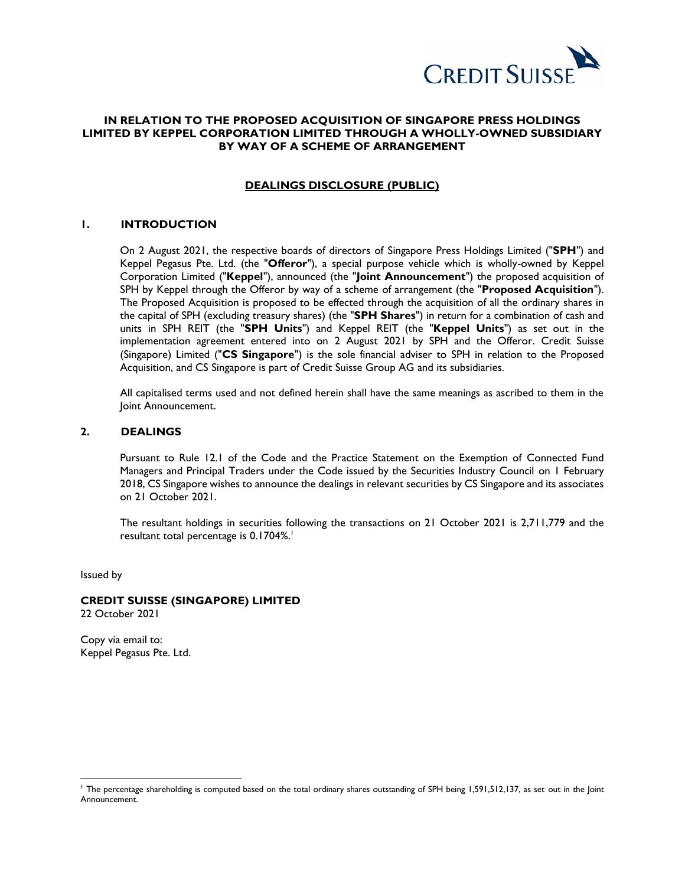**IN RELATION TO THE PROPOSED ACQUISITION OF SINGAPORE PRESS HOLDINGS LIMITED BY KEPPEL CORPORATION LIMITED THROUGH A WHOLLY-OWNED SUBSIDIARY BY WAY OF A SCHEME OF ARRANGEMENT**

**DEALINGS DISCLOSURE (PUBLIC)**

## 1. INTRODUCTION

On 2 August 2021, the respective boards of directors of Singapore Press Holdings Limited ("**SPH**") and Keppel Pegasus Pte. Ltd. (the "**Offeror**"), a special purpose vehicle which is wholly-owned by Keppel Corporation Limited ("**Keppel**"), announced (the "**Joint Announcement**") the proposed acquisition of SPH by Keppel through the Offeror by way of a scheme of arrangement (the "**Proposed Acquisition**"). The Proposed Acquisition is proposed to be effected through the acquisition of all the ordinary shares in the capital of SPH (excluding treasury shares) (the "**SPH Shares**") in return for a combination of cash and units in SPH REIT (the "**SPH Units**") and Keppel REIT (the "**Keppel Units**") as set out in the implementation agreement entered into on 2 August 2021 by SPH and the Offeror. Credit Suisse (Singapore) Limited ("**CS Singapore**") is the sole financial adviser to SPH in relation to the Proposed Acquisition, and CS Singapore is part of Credit Suisse Group AG and its subsidiaries.

All capitalised terms used and not defined herein shall have the same meanings as ascribed to them in the Joint Announcement.

## 2. DEALINGS

Pursuant to Rule 12.1 of the Code and the Practice Statement on the Exemption of Connected Fund Managers and Principal Traders under the Code issued by the Securities Industry Council on 1 February 2018, CS Singapore wishes to announce the dealings in relevant securities by CS Singapore and its associates on 21 October 2021.

The resultant holdings in securities following the transactions on 21 October 2021 is 2,711,779 and the resultant total percentage is 0.1704%.[1]

Issued by

**CREDIT SUISSE (SINGAPORE) LIMITED**
22 October 2021

Copy via email to:
Keppel Pegasus Pte. Ltd.

---

[1] The percentage shareholding is computed based on the total ordinary shares outstanding of SPH being 1,591,512,137, as set out in the Joint Announcement.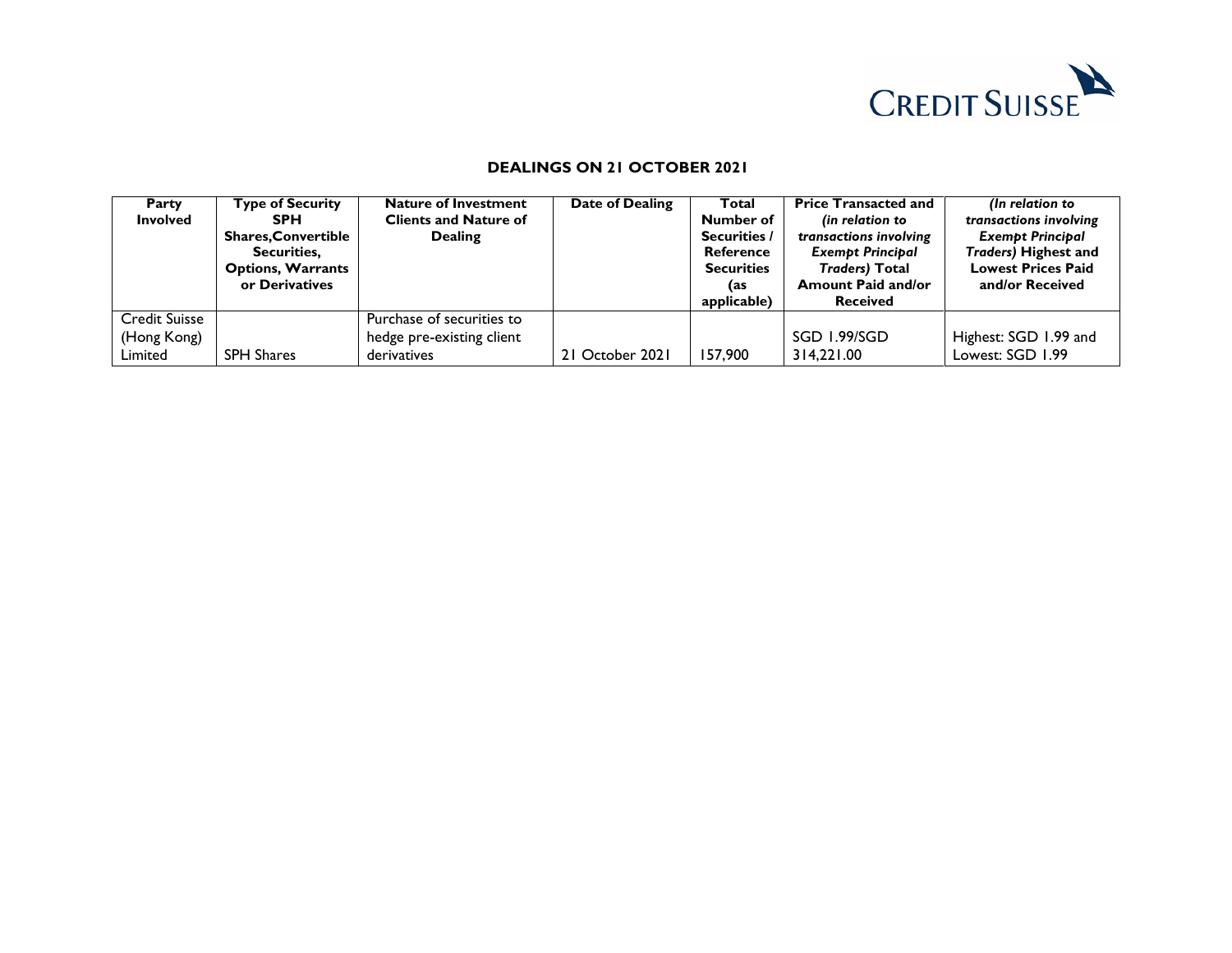**DEALINGS ON 21 OCTOBER 2021**

| Party Involved | Type of Security SPH Shares,Convertible Securities, Options, Warrants or Derivatives | Nature of Investment Clients and Nature of Dealing | Date of Dealing | Total Number of Securities / Reference Securities (as applicable) | Price Transacted and *(in relation to transactions involving Exempt Principal Traders)* Total Amount Paid and/or Received | *(In relation to transactions involving Exempt Principal Traders)* Highest and Lowest Prices Paid and/or Received |
|---|---|---|---|---|---|---|
| Credit Suisse (Hong Kong) Limited | SPH Shares | Purchase of securities to hedge pre-existing client derivatives | 21 October 2021 | 157,900 | SGD 1.99/SGD 314,221.00 | Highest: SGD 1.99 and Lowest: SGD 1.99 |